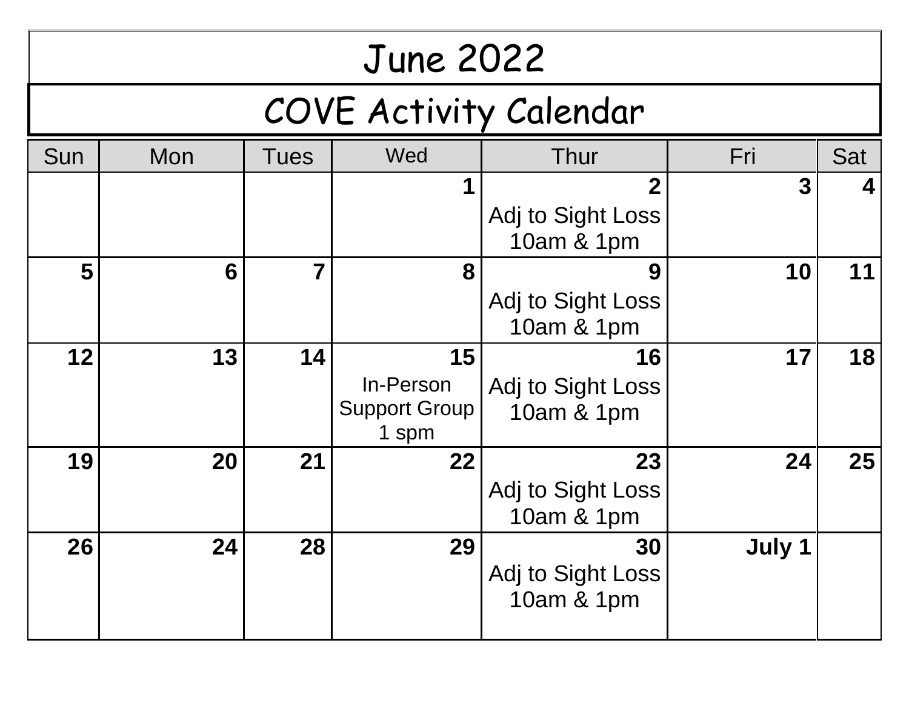# June 2022

## COVE Activity Calendar

| Sun | Mon | Tues | Wed | Thur | Fri | Sat |
|---|---|---|---|---|---|---|
| | | | **1** | **2** Adj to Sight Loss 10am & 1pm | **3** | **4** |
| **5** | **6** | **7** | **8** | **9** Adj to Sight Loss 10am & 1pm | **10** | **11** |
| **12** | **13** | **14** | **15** In-Person Support Group 1 spm | **16** Adj to Sight Loss 10am & 1pm | **17** | **18** |
| **19** | **20** | **21** | **22** | **23** Adj to Sight Loss 10am & 1pm | **24** | **25** |
| **26** | **24** | **28** | **29** | **30** Adj to Sight Loss 10am & 1pm | **July 1** | |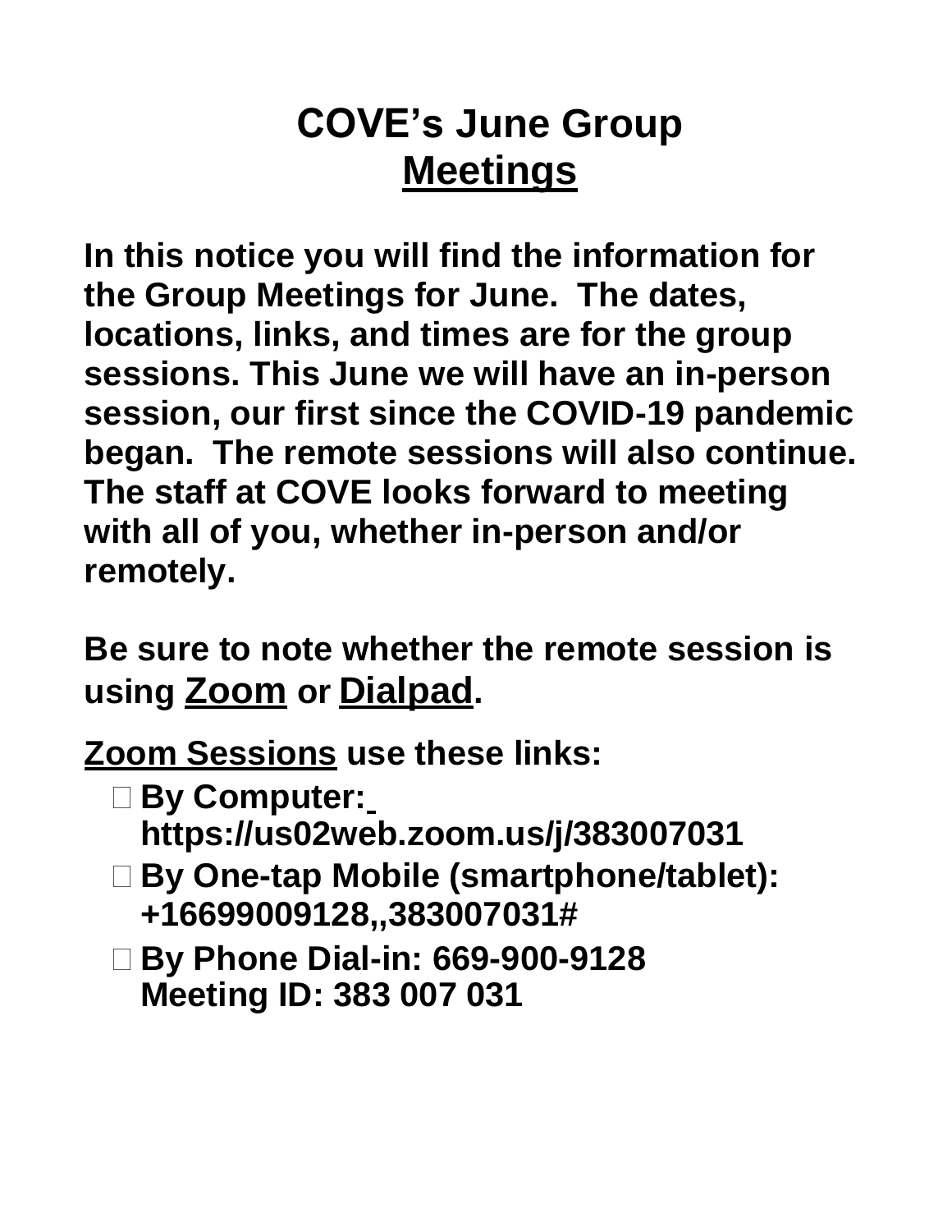# COVE's June Group Meetings

**In this notice you will find the information for the Group Meetings for June. The dates, locations, links, and times are for the group sessions. This June we will have an in-person session, our first since the COVID-19 pandemic began. The remote sessions will also continue. The staff at COVE looks forward to meeting with all of you, whether in-person and/or remotely.**

**Be sure to note whether the remote session is using Zoom or Dialpad.**

**Zoom Sessions use these links:**

- **By Computer: https://us02web.zoom.us/j/383007031**
- **By One-tap Mobile (smartphone/tablet): +16699009128,,383007031#**
- **By Phone Dial-in: 669-900-9128**
  **Meeting ID: 383 007 031**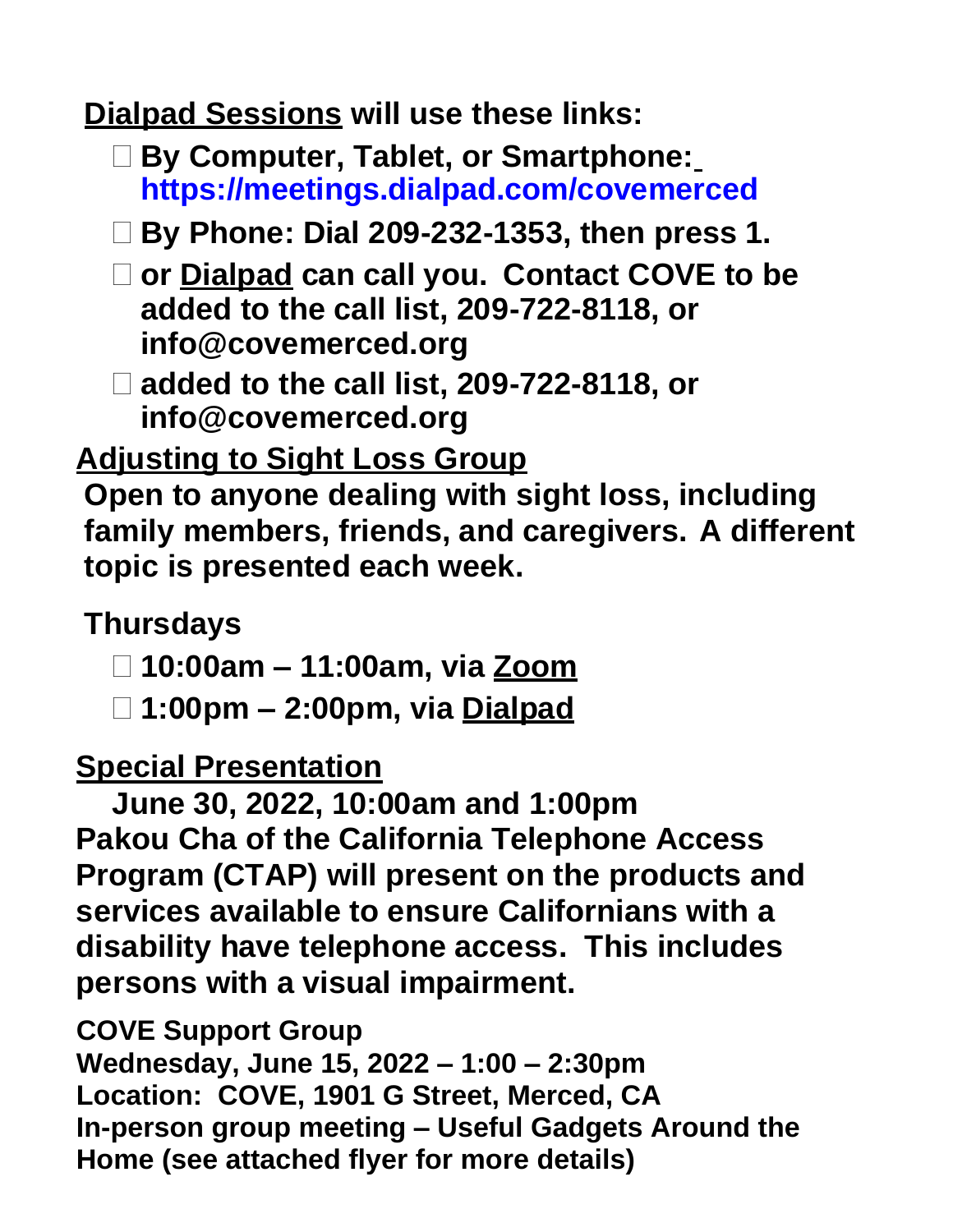**Dialpad Sessions** will use these links:

- By Computer, Tablet, or Smartphone: https://meetings.dialpad.com/covemerced
- By Phone: Dial 209-232-1353, then press 1.
- or Dialpad can call you. Contact COVE to be added to the call list, 209-722-8118, or info@covemerced.org
- added to the call list, 209-722-8118, or info@covemerced.org

## Adjusting to Sight Loss Group

**Open to anyone dealing with sight loss, including family members, friends, and caregivers. A different topic is presented each week.**

**Thursdays**

- **10:00am – 11:00am, via Zoom**
- **1:00pm – 2:00pm, via Dialpad**

## Special Presentation

**June 30, 2022, 10:00am and 1:00pm**

**Pakou Cha of the California Telephone Access Program (CTAP) will present on the products and services available to ensure Californians with a disability have telephone access. This includes persons with a visual impairment.**

**COVE Support Group**
**Wednesday, June 15, 2022 – 1:00 – 2:30pm**
**Location: COVE, 1901 G Street, Merced, CA**
**In-person group meeting – Useful Gadgets Around the Home (see attached flyer for more details)**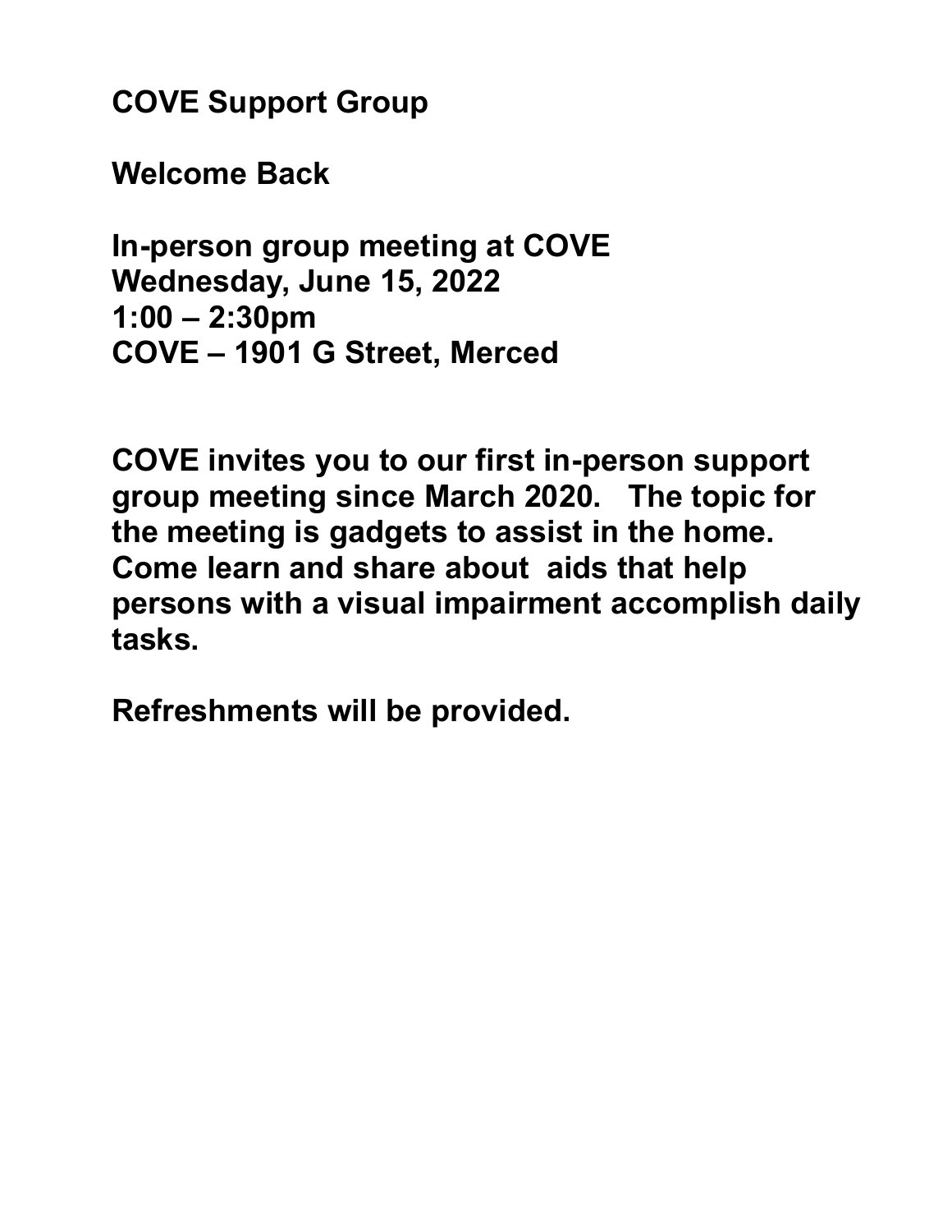**COVE Support Group**

**Welcome Back**

**In-person group meeting at COVE**
**Wednesday, June 15, 2022**
**1:00 – 2:30pm**
**COVE – 1901 G Street, Merced**

**COVE invites you to our first in-person support group meeting since March 2020. The topic for the meeting is gadgets to assist in the home. Come learn and share about aids that help persons with a visual impairment accomplish daily tasks.**

**Refreshments will be provided.**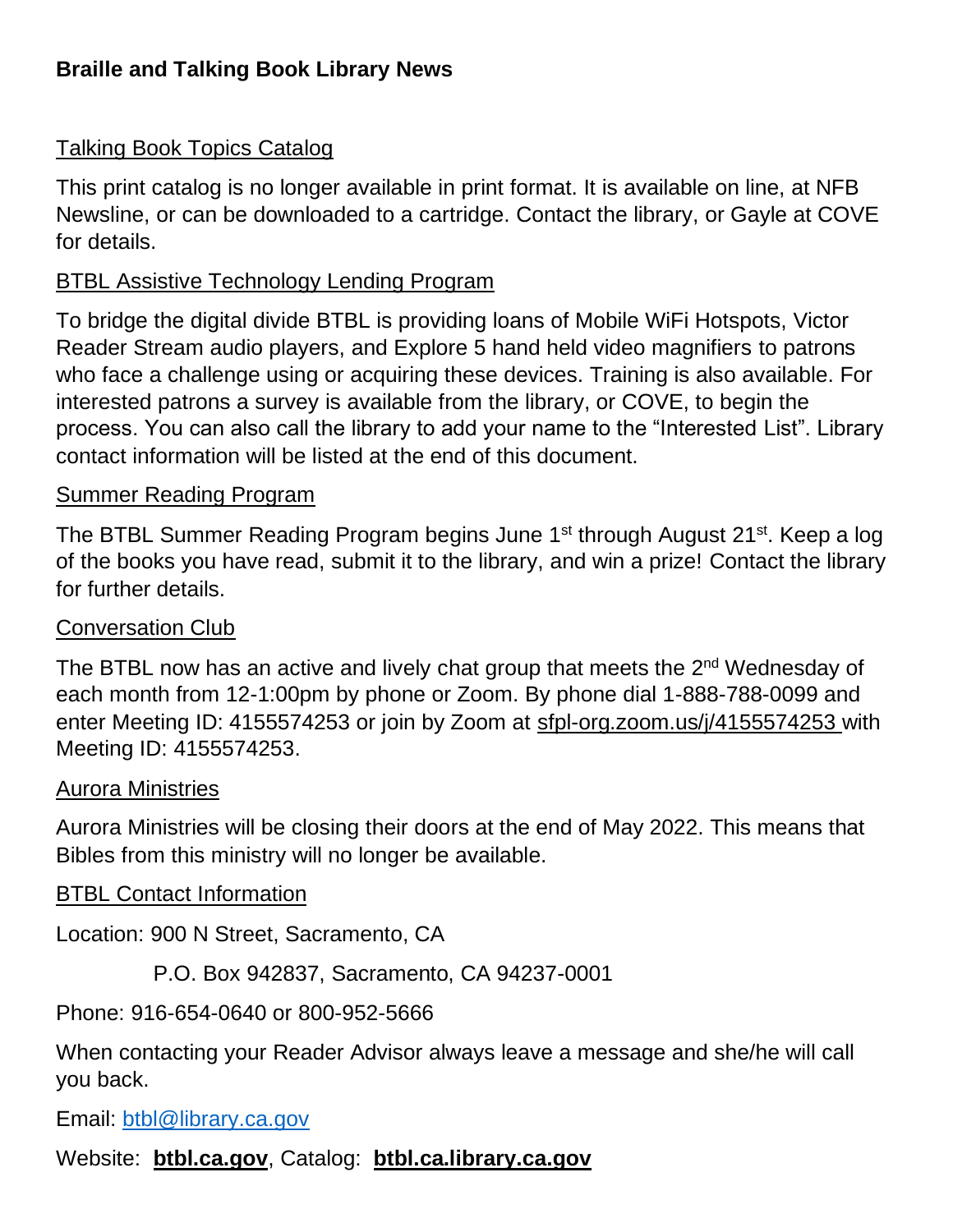**Braille and Talking Book Library News**

Talking Book Topics Catalog

This print catalog is no longer available in print format. It is available on line, at NFB Newsline, or can be downloaded to a cartridge. Contact the library, or Gayle at COVE for details.

BTBL Assistive Technology Lending Program

To bridge the digital divide BTBL is providing loans of Mobile WiFi Hotspots, Victor Reader Stream audio players, and Explore 5 hand held video magnifiers to patrons who face a challenge using or acquiring these devices. Training is also available. For interested patrons a survey is available from the library, or COVE, to begin the process. You can also call the library to add your name to the "Interested List". Library contact information will be listed at the end of this document.

Summer Reading Program

The BTBL Summer Reading Program begins June 1st through August 21st. Keep a log of the books you have read, submit it to the library, and win a prize! Contact the library for further details.

Conversation Club

The BTBL now has an active and lively chat group that meets the 2nd Wednesday of each month from 12-1:00pm by phone or Zoom. By phone dial 1-888-788-0099 and enter Meeting ID: 4155574253 or join by Zoom at sfpl-org.zoom.us/j/4155574253 with Meeting ID: 4155574253.

Aurora Ministries

Aurora Ministries will be closing their doors at the end of May 2022. This means that Bibles from this ministry will no longer be available.

BTBL Contact Information

Location: 900 N Street, Sacramento, CA

P.O. Box 942837, Sacramento, CA 94237-0001

Phone: 916-654-0640 or 800-952-5666

When contacting your Reader Advisor always leave a message and she/he will call you back.

Email: btbl@library.ca.gov

Website: **btbl.ca.gov**, Catalog: **btbl.ca.library.ca.gov**